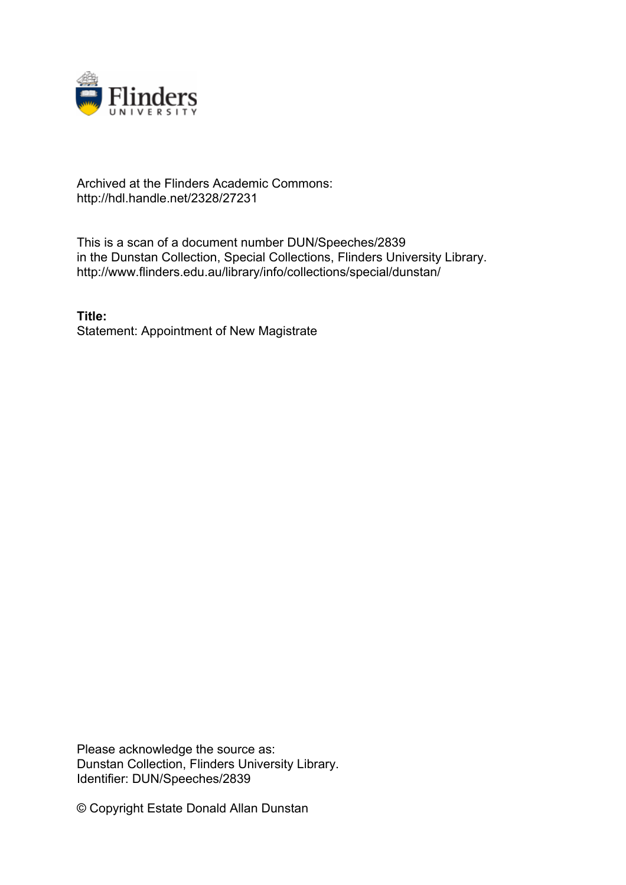Archived at the Flinders Academic Commons:
http://hdl.handle.net/2328/27231

This is a scan of a document number DUN/Speeches/2839
in the Dunstan Collection, Special Collections, Flinders University Library.
http://www.flinders.edu.au/library/info/collections/special/dunstan/

**Title:**
Statement: Appointment of New Magistrate

Please acknowledge the source as:
Dunstan Collection, Flinders University Library.
Identifier: DUN/Speeches/2839

© Copyright Estate Donald Allan Dunstan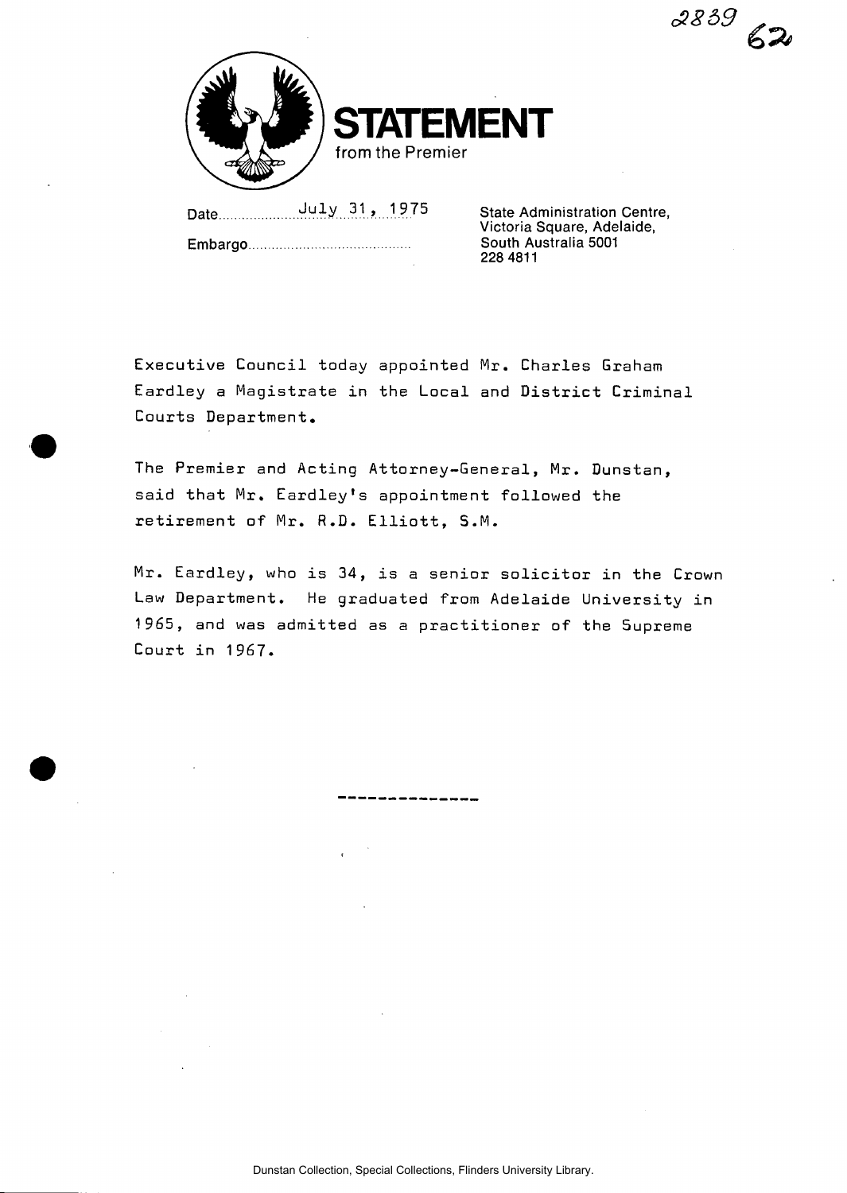2839 62

# STATEMENT

from the Premier

Date July 31, 1975

Embargo

State Administration Centre,
Victoria Square, Adelaide,
South Australia 5001
228 4811

Executive Council today appointed Mr. Charles Graham Eardley a Magistrate in the Local and District Criminal Courts Department.

The Premier and Acting Attorney-General, Mr. Dunstan, said that Mr. Eardley's appointment followed the retirement of Mr. R.D. Elliott, S.M.

Mr. Eardley, who is 34, is a senior solicitor in the Crown Law Department. He graduated from Adelaide University in 1965, and was admitted as a practitioner of the Supreme Court in 1967.

--------------

Dunstan Collection, Special Collections, Flinders University Library.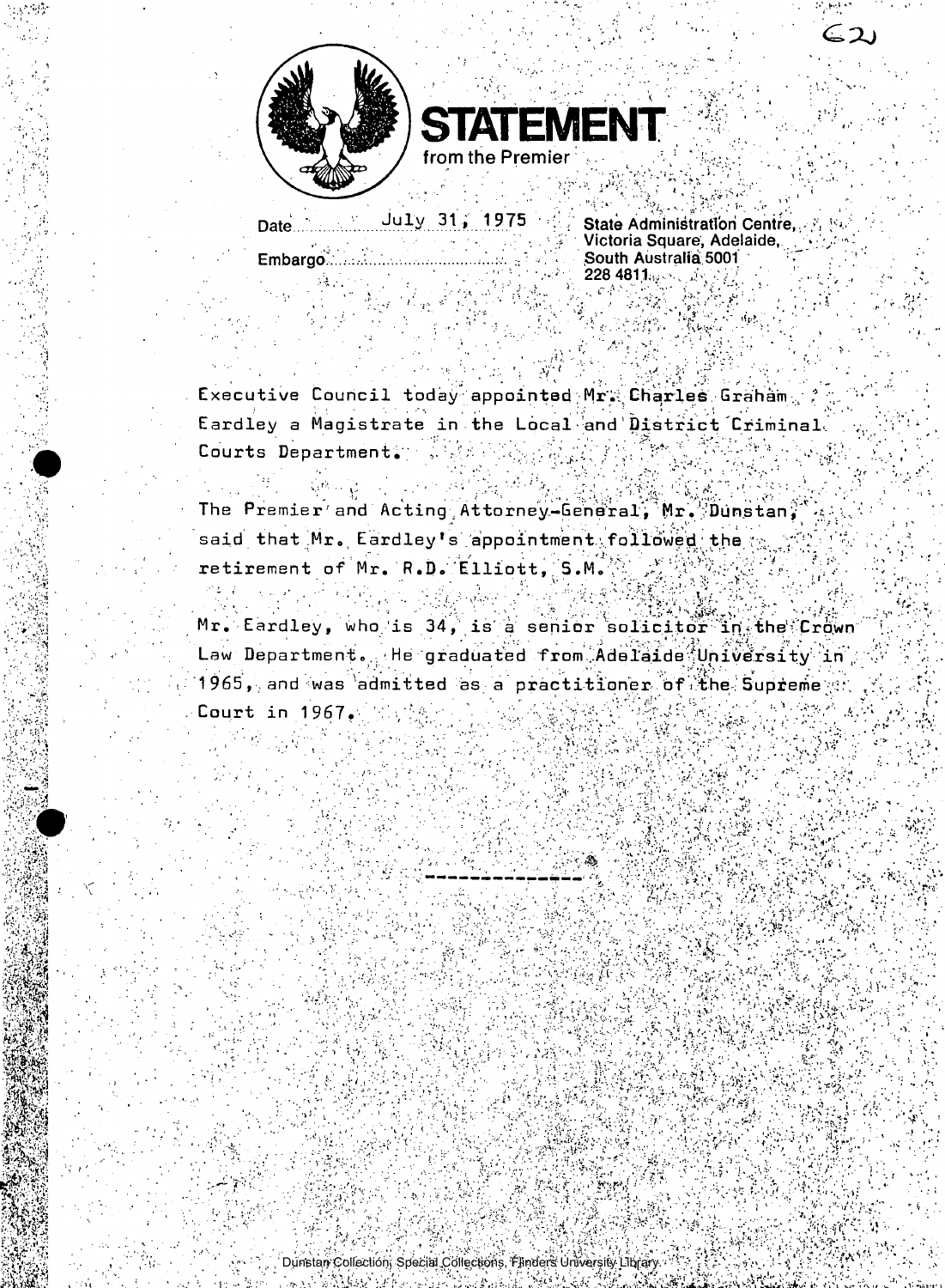# STATEMENT

from the Premier

Date July 31, 1975

Embargo

State Administration Centre,
Victoria Square, Adelaide,
South Australia 5001
228 4811

Executive Council today appointed Mr. Charles Graham Eardley a Magistrate in the Local and District Criminal Courts Department.

The Premier and Acting Attorney-General, Mr. Dunstan, said that Mr. Eardley's appointment followed the retirement of Mr. R.D. Elliott, S.M.

Mr. Eardley, who is 34, is a senior solicitor in the Crown Law Department. He graduated from Adelaide University in 1965, and was admitted as a practitioner of the Supreme Court in 1967.

-------------

Dunstan Collection, Special Collections, Flinders University Library.